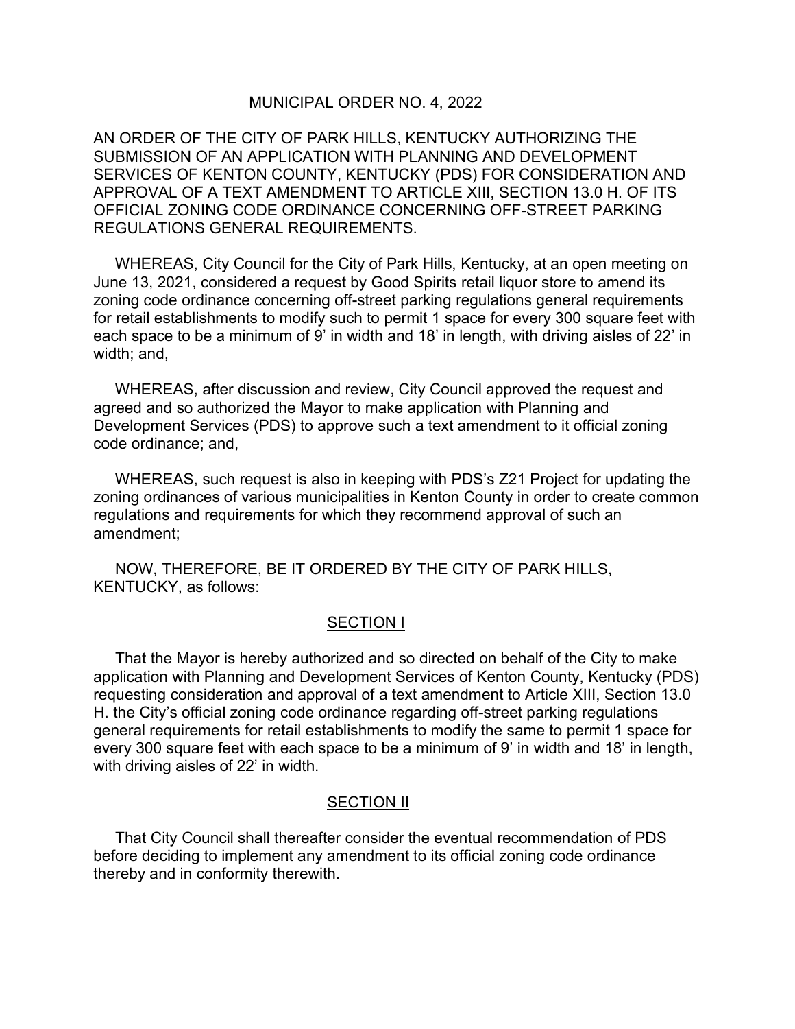# MUNICIPAL ORDER NO. 4, 2022

AN ORDER OF THE CITY OF PARK HILLS, KENTUCKY AUTHORIZING THE SUBMISSION OF AN APPLICATION WITH PLANNING AND DEVELOPMENT SERVICES OF KENTON COUNTY, KENTUCKY (PDS) FOR CONSIDERATION AND APPROVAL OF A TEXT AMENDMENT TO ARTICLE XIII, SECTION 13.0 H. OF ITS OFFICIAL ZONING CODE ORDINANCE CONCERNING OFF-STREET PARKING REGULATIONS GENERAL REQUIREMENTS.

WHEREAS, City Council for the City of Park Hills, Kentucky, at an open meeting on June 13, 2021, considered a request by Good Spirits retail liquor store to amend its zoning code ordinance concerning off-street parking regulations general requirements for retail establishments to modify such to permit 1 space for every 300 square feet with each space to be a minimum of 9' in width and 18' in length, with driving aisles of 22' in width; and,

WHEREAS, after discussion and review, City Council approved the request and agreed and so authorized the Mayor to make application with Planning and Development Services (PDS) to approve such a text amendment to it official zoning code ordinance; and,

WHEREAS, such request is also in keeping with PDS's Z21 Project for updating the zoning ordinances of various municipalities in Kenton County in order to create common regulations and requirements for which they recommend approval of such an amendment;

NOW, THEREFORE, BE IT ORDERED BY THE CITY OF PARK HILLS, KENTUCKY, as follows:

## SECTION I

That the Mayor is hereby authorized and so directed on behalf of the City to make application with Planning and Development Services of Kenton County, Kentucky (PDS) requesting consideration and approval of a text amendment to Article XIII, Section 13.0 H. the City's official zoning code ordinance regarding off-street parking regulations general requirements for retail establishments to modify the same to permit 1 space for every 300 square feet with each space to be a minimum of 9' in width and 18' in length, with driving aisles of 22' in width.

## SECTION II

That City Council shall thereafter consider the eventual recommendation of PDS before deciding to implement any amendment to its official zoning code ordinance thereby and in conformity therewith.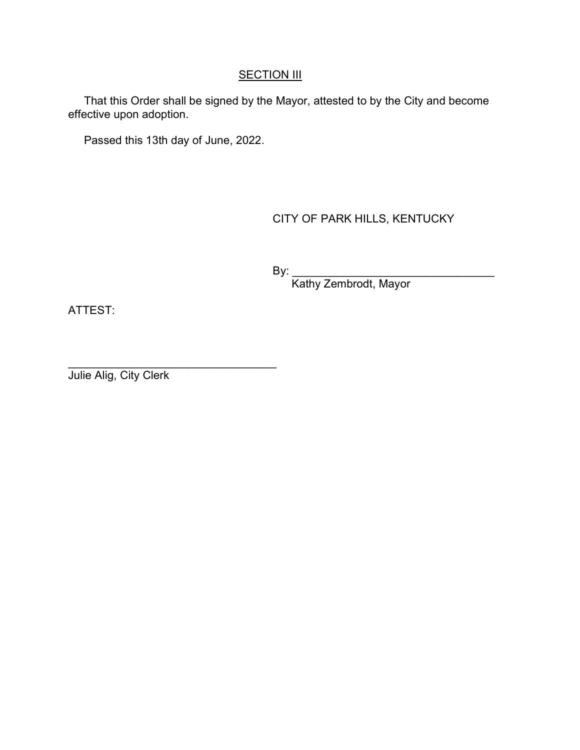## SECTION III

That this Order shall be signed by the Mayor, attested to by the City and become effective upon adoption.

Passed this 13th day of June, 2022.

CITY OF PARK HILLS, KENTUCKY

By: ________________________________
Kathy Zembrodt, Mayor

ATTEST:

________________________________
Julie Alig, City Clerk